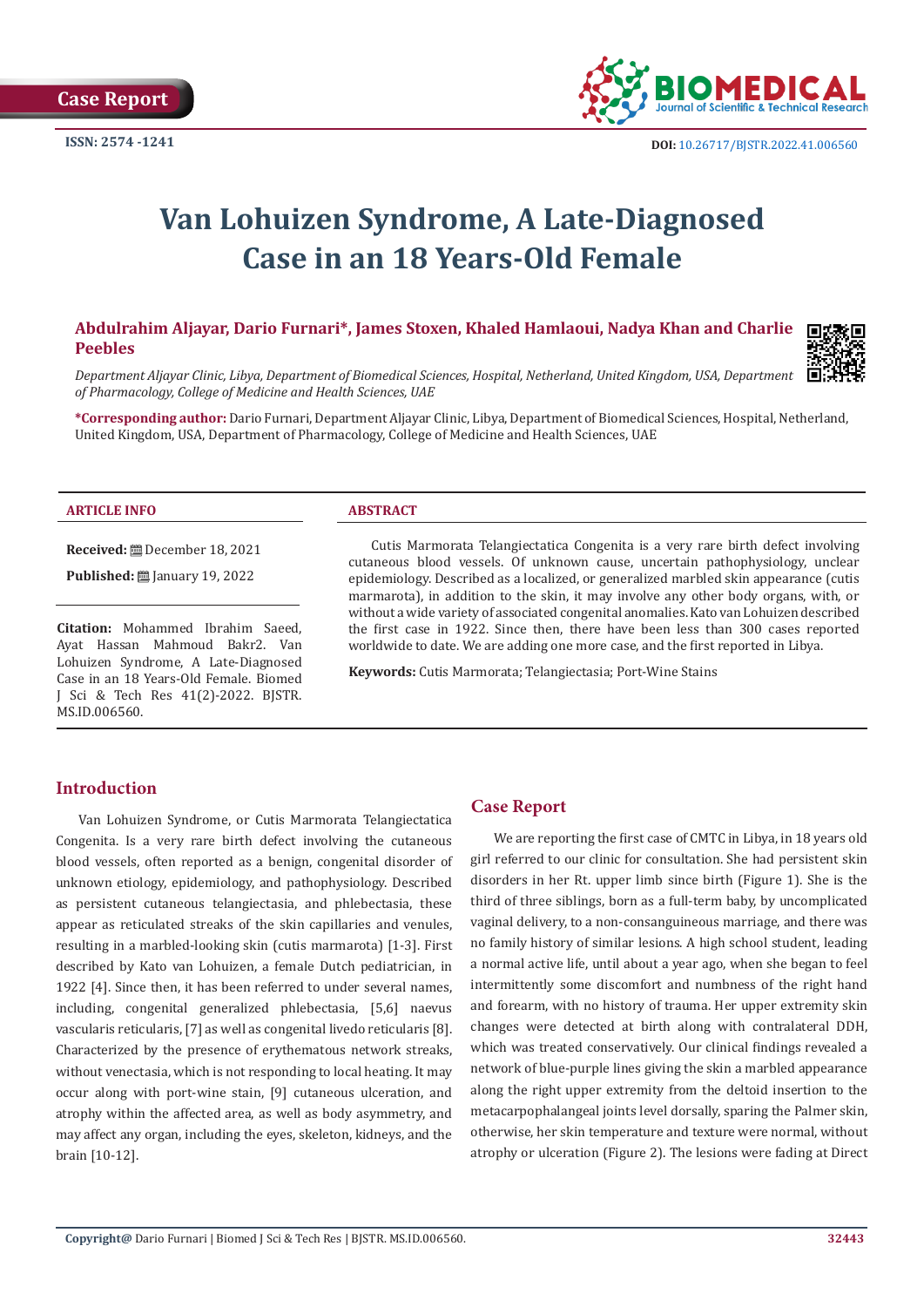Case Report

ISSN: 2574 -1241

DOI: 10.26717/BJSTR.2022.41.006560

# Van Lohuizen Syndrome, A Late-Diagnosed Case in an 18 Years-Old Female

**Abdulrahim Aljayar, Dario Furnari*, James Stoxen, Khaled Hamlaoui, Nadya Khan and Charlie Peebles**

*Department Aljayar Clinic, Libya, Department of Biomedical Sciences, Hospital, Netherland, United Kingdom, USA, Department of Pharmacology, College of Medicine and Health Sciences, UAE*

**\*Corresponding author:** Dario Furnari, Department Aljayar Clinic, Libya, Department of Biomedical Sciences, Hospital, Netherland, United Kingdom, USA, Department of Pharmacology, College of Medicine and Health Sciences, UAE

**ARTICLE INFO**

**Received:** December 18, 2021

**Published:** January 19, 2022

**Citation:** Mohammed Ibrahim Saeed, Ayat Hassan Mahmoud Bakr2. Van Lohuizen Syndrome, A Late-Diagnosed Case in an 18 Years-Old Female. Biomed J Sci & Tech Res 41(2)-2022. BJSTR. MS.ID.006560.

**ABSTRACT**

Cutis Marmorata Telangiectatica Congenita is a very rare birth defect involving cutaneous blood vessels. Of unknown cause, uncertain pathophysiology, unclear epidemiology. Described as a localized, or generalized marbled skin appearance (cutis marmarota), in addition to the skin, it may involve any other body organs, with, or without a wide variety of associated congenital anomalies. Kato van Lohuizen described the first case in 1922. Since then, there have been less than 300 cases reported worldwide to date. We are adding one more case, and the first reported in Libya.

**Keywords:** Cutis Marmorata; Telangiectasia; Port-Wine Stains

## Introduction

Van Lohuizen Syndrome, or Cutis Marmorata Telangiectatica Congenita. Is a very rare birth defect involving the cutaneous blood vessels, often reported as a benign, congenital disorder of unknown etiology, epidemiology, and pathophysiology. Described as persistent cutaneous telangiectasia, and phlebectasia, these appear as reticulated streaks of the skin capillaries and venules, resulting in a marbled-looking skin (cutis marmarota) [1-3]. First described by Kato van Lohuizen, a female Dutch pediatrician, in 1922 [4]. Since then, it has been referred to under several names, including, congenital generalized phlebectasia, [5,6] naevus vascularis reticularis, [7] as well as congenital livedo reticularis [8]. Characterized by the presence of erythematous network streaks, without venectasia, which is not responding to local heating. It may occur along with port-wine stain, [9] cutaneous ulceration, and atrophy within the affected area, as well as body asymmetry, and may affect any organ, including the eyes, skeleton, kidneys, and the brain [10-12].

## Case Report

We are reporting the first case of CMTC in Libya, in 18 years old girl referred to our clinic for consultation. She had persistent skin disorders in her Rt. upper limb since birth (Figure 1). She is the third of three siblings, born as a full-term baby, by uncomplicated vaginal delivery, to a non-consanguineous marriage, and there was no family history of similar lesions. A high school student, leading a normal active life, until about a year ago, when she began to feel intermittently some discomfort and numbness of the right hand and forearm, with no history of trauma. Her upper extremity skin changes were detected at birth along with contralateral DDH, which was treated conservatively. Our clinical findings revealed a network of blue-purple lines giving the skin a marbled appearance along the right upper extremity from the deltoid insertion to the metacarpophalangeal joints level dorsally, sparing the Palmer skin, otherwise, her skin temperature and texture were normal, without atrophy or ulceration (Figure 2). The lesions were fading at Direct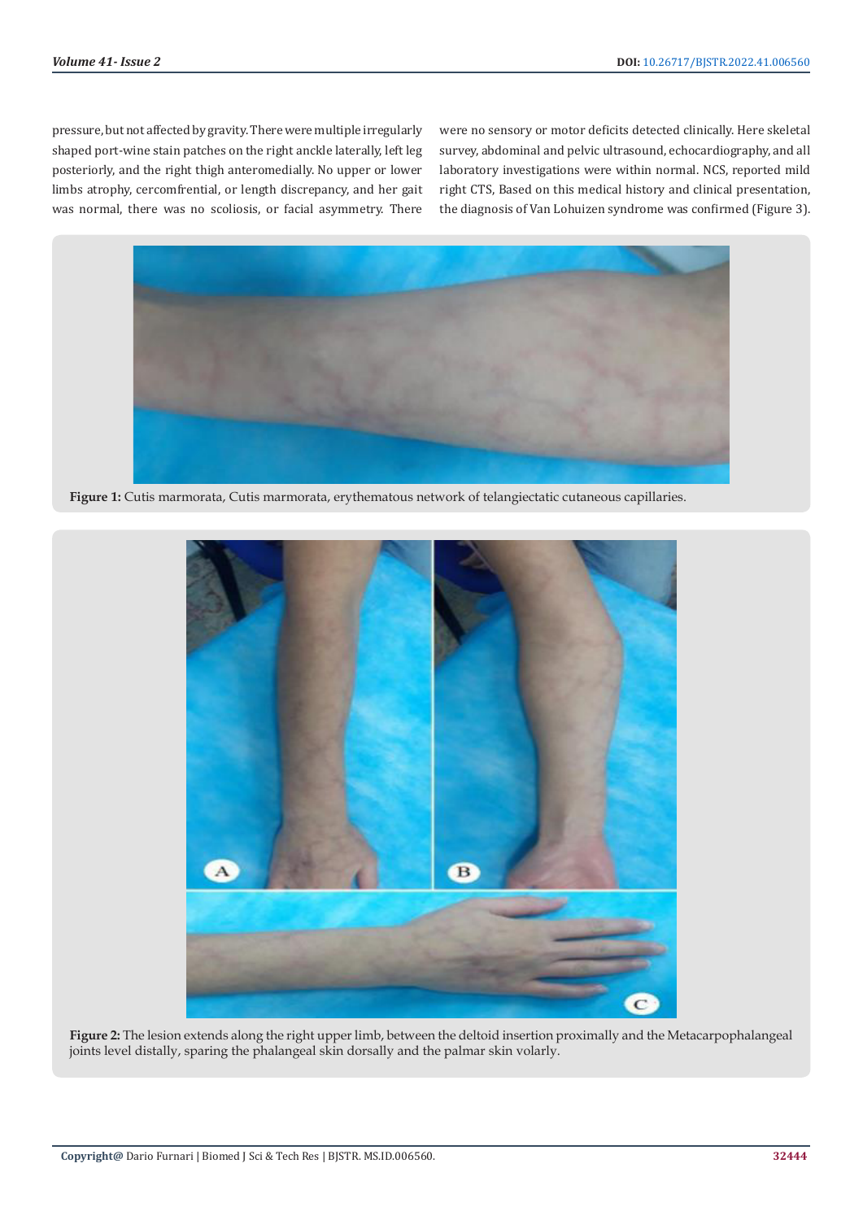pressure, but not affected by gravity. There were multiple irregularly shaped port-wine stain patches on the right anckle laterally, left leg posteriorly, and the right thigh anteromedially. No upper or lower limbs atrophy, cercomfrential, or length discrepancy, and her gait was normal, there was no scoliosis, or facial asymmetry. There were no sensory or motor deficits detected clinically. Here skeletal survey, abdominal and pelvic ultrasound, echocardiography, and all laboratory investigations were within normal. NCS, reported mild right CTS, Based on this medical history and clinical presentation, the diagnosis of Van Lohuizen syndrome was confirmed (Figure 3).

**Figure 1:** Cutis marmorata, Cutis marmorata, erythematous network of telangiectatic cutaneous capillaries.

**Figure 2:** The lesion extends along the right upper limb, between the deltoid insertion proximally and the Metacarpophalangeal joints level distally, sparing the phalangeal skin dorsally and the palmar skin volarly.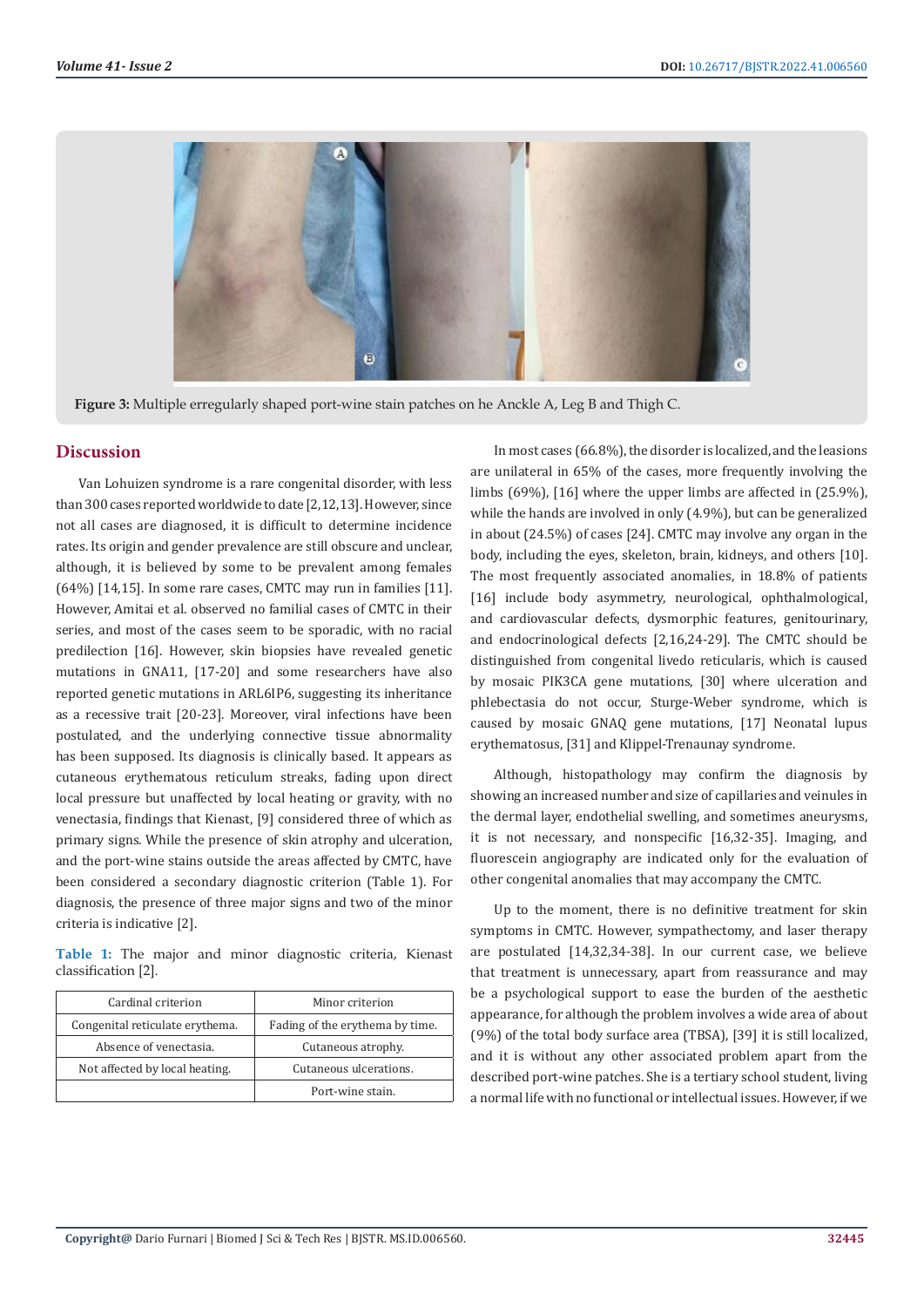Figure 3: Multiple erregularly shaped port-wine stain patches on he Anckle A, Leg B and Thigh C.

## Discussion

Van Lohuizen syndrome is a rare congenital disorder, with less than 300 cases reported worldwide to date [2,12,13]. However, since not all cases are diagnosed, it is difficult to determine incidence rates. Its origin and gender prevalence are still obscure and unclear, although, it is believed by some to be prevalent among females (64%) [14,15]. In some rare cases, CMTC may run in families [11]. However, Amitai et al. observed no familial cases of CMTC in their series, and most of the cases seem to be sporadic, with no racial predilection [16]. However, skin biopsies have revealed genetic mutations in GNA11, [17-20] and some researchers have also reported genetic mutations in ARL6IP6, suggesting its inheritance as a recessive trait [20-23]. Moreover, viral infections have been postulated, and the underlying connective tissue abnormality has been supposed. Its diagnosis is clinically based. It appears as cutaneous erythematous reticulum streaks, fading upon direct local pressure but unaffected by local heating or gravity, with no venectasia, findings that Kienast, [9] considered three of which as primary signs. While the presence of skin atrophy and ulceration, and the port-wine stains outside the areas affected by CMTC, have been considered a secondary diagnostic criterion (Table 1). For diagnosis, the presence of three major signs and two of the minor criteria is indicative [2].

**Table 1:** The major and minor diagnostic criteria, Kienast classification [2].

| Cardinal criterion | Minor criterion |
|---|---|
| Congenital reticulate erythema. | Fading of the erythema by time. |
| Absence of venectasia. | Cutaneous atrophy. |
| Not affected by local heating. | Cutaneous ulcerations. |
| | Port-wine stain. |

In most cases (66.8%), the disorder is localized, and the leasions are unilateral in 65% of the cases, more frequently involving the limbs (69%), [16] where the upper limbs are affected in (25.9%), while the hands are involved in only (4.9%), but can be generalized in about (24.5%) of cases [24]. CMTC may involve any organ in the body, including the eyes, skeleton, brain, kidneys, and others [10]. The most frequently associated anomalies, in 18.8% of patients [16] include body asymmetry, neurological, ophthalmological, and cardiovascular defects, dysmorphic features, genitourinary, and endocrinological defects [2,16,24-29]. The CMTC should be distinguished from congenital livedo reticularis, which is caused by mosaic PIK3CA gene mutations, [30] where ulceration and phlebectasia do not occur, Sturge-Weber syndrome, which is caused by mosaic GNAQ gene mutations, [17] Neonatal lupus erythematosus, [31] and Klippel-Trenaunay syndrome.

Although, histopathology may confirm the diagnosis by showing an increased number and size of capillaries and veinules in the dermal layer, endothelial swelling, and sometimes aneurysms, it is not necessary, and nonspecific [16,32-35]. Imaging, and fluorescein angiography are indicated only for the evaluation of other congenital anomalies that may accompany the CMTC.

Up to the moment, there is no definitive treatment for skin symptoms in CMTC. However, sympathectomy, and laser therapy are postulated [14,32,34-38]. In our current case, we believe that treatment is unnecessary, apart from reassurance and may be a psychological support to ease the burden of the aesthetic appearance, for although the problem involves a wide area of about (9%) of the total body surface area (TBSA), [39] it is still localized, and it is without any other associated problem apart from the described port-wine patches. She is a tertiary school student, living a normal life with no functional or intellectual issues. However, if we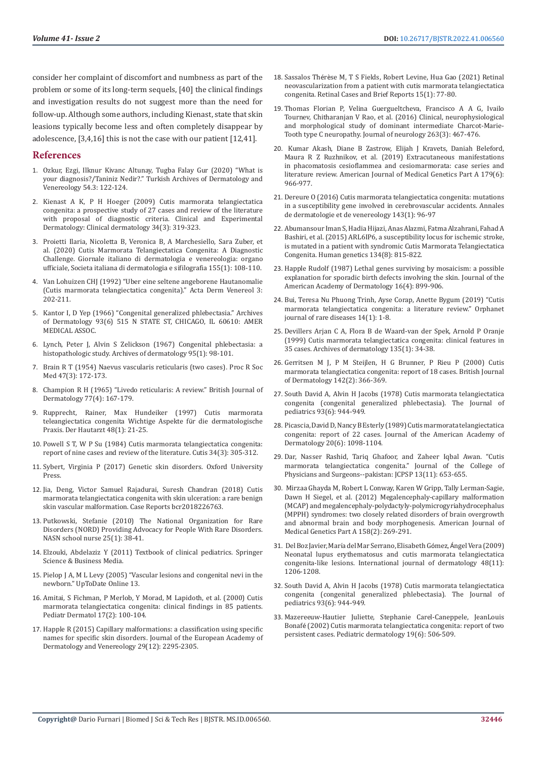consider her complaint of discomfort and numbness as part of the problem or some of its long-term sequels, [40] the clinical findings and investigation results do not suggest more than the need for follow-up. Although some authors, including Kienast, state that skin leasions typically become less and often completely disappear by adolescence, [3,4,16] this is not the case with our patient [12,41].

## References

1. Ozkur, Ezgi, Ilknur Kivanc Altunay, Tugba Falay Gur (2020) "What is your diagnosis?/Taniniz Nedir?." Turkish Archives of Dermatology and Venereology 54.3: 122-124.
2. Kienast A K, P H Hoeger (2009) Cutis marmorata telangiectatica congenita: a prospective study of 27 cases and review of the literature with proposal of diagnostic criteria. Clinical and Experimental Dermatology: Clinical dermatology 34(3): 319-323.
3. Proietti Ilaria, Nicoletta B, Veronica B, A Marchesiello, Sara Zuber, et al. (2020) Cutis Marmorata Telangiectatica Congenita: A Diagnostic Challenge. Giornale italiano di dermatologia e venereologia: organo ufficiale, Societa italiana di dermatologia e sifilografia 155(1): 108-110.
4. Van Lohuizen CHJ (1992) "Uber eine seltene angeborene Hautanomalie (Cutis marmorata telangiectatica congenita)." Acta Derm Venereol 3: 202-211.
5. Kantor I, D Yep (1966) "Congenital generalized phlebectasia." Archives of Dermatology 93(6) 515 N STATE ST, CHICAGO, IL 60610: AMER MEDICAL ASSOC.
6. Lynch, Peter J, Alvin S Zelickson (1967) Congenital phlebectasia: a histopathologic study. Archives of dermatology 95(1): 98-101.
7. Brain R T (1954) Naevus vascularis reticularis (two cases). Proc R Soc Med 47(3): 172-173.
8. Champion R H (1965) "Livedo reticularis: A review." British Journal of Dermatology 77(4): 167-179.
9. Rupprecht, Rainer, Max Hundeiker (1997) Cutis marmorata teleangiectatica congenita Wichtige Aspekte für die dermatologische Praxis. Der Hautarzt 48(1): 21-25.
10. Powell S T, W P Su (1984) Cutis marmorata telangiectatica congenita: report of nine cases and review of the literature. Cutis 34(3): 305-312.
11. Sybert, Virginia P (2017) Genetic skin disorders. Oxford University Press.
12. Jia, Deng, Victor Samuel Rajadurai, Suresh Chandran (2018) Cutis marmorata telangiectatica congenita with skin ulceration: a rare benign skin vascular malformation. Case Reports bcr2018226763.
13. Putkowski, Stefanie (2010) The National Organization for Rare Disorders (NORD) Providing Advocacy for People With Rare Disorders. NASN school nurse 25(1): 38-41.
14. Elzouki, Abdelaziz Y (2011) Textbook of clinical pediatrics. Springer Science & Business Media.
15. Pielop J A, M L Levy (2005) "Vascular lesions and congenital nevi in the newborn." UpToDate Online 13.
16. Amitai, S Fichman, P Merlob, Y Morad, M Lapidoth, et al. (2000) Cutis marmorata telangiectatica congenita: clinical findings in 85 patients. Pediatr Dermatol 17(2): 100-104.
17. Happle R (2015) Capillary malformations: a classification using specific names for specific skin disorders. Journal of the European Academy of Dermatology and Venereology 29(12): 2295-2305.
18. Sassalos Thérèse M, T S Fields, Robert Levine, Hua Gao (2021) Retinal neovascularization from a patient with cutis marmorata telangiectatica congenita. Retinal Cases and Brief Reports 15(1): 77-80.
19. Thomas Florian P, Velina Guergueltcheva, Francisco A A G, Ivailo Tournev, Chitharanjan V Rao, et al. (2016) Clinical, neurophysiological and morphological study of dominant intermediate Charcot-Marie-Tooth type C neuropathy. Journal of neurology 263(3): 467-476.
20. Kumar Akash, Diane B Zastrow, Elijah J Kravets, Daniah Beleford, Maura R Z Ruzhnikov, et al. (2019) Extracutaneous manifestations in phacomatosis cesioflammea and cesiomarmorata: case series and literature review. American Journal of Medical Genetics Part A 179(6): 966-977.
21. Dereure O (2016) Cutis marmorata telangiectatica congenita: mutations in a susceptibility gene involved in cerebrovascular accidents. Annales de dermatologie et de venereology 143(1): 96-97
22. Abumansour Iman S, Hadia Hijazi, Anas Alazmi, Fatma Alzahrani, Fahad A Bashiri, et al. (2015) ARL6IP6, a susceptibility locus for ischemic stroke, is mutated in a patient with syndromic Cutis Marmorata Telangiectatica Congenita. Human genetics 134(8): 815-822.
23. Happle Rudolf (1987) Lethal genes surviving by mosaicism: a possible explanation for sporadic birth defects involving the skin. Journal of the American Academy of Dermatology 16(4): 899-906.
24. Bui, Teresa Nu Phuong Trinh, Ayse Corap, Anette Bygum (2019) "Cutis marmorata telangiectatica congenita: a literature review." Orphanet journal of rare diseases 14(1): 1-8.
25. Devillers Arjan C A, Flora B de Waard-van der Spek, Arnold P Oranje (1999) Cutis marmorata telangiectatica congenita: clinical features in 35 cases. Archives of dermatology 135(1): 34-38.
26. Gerritsen M J, P M Steijlen, H G Brunner, P Rieu P (2000) Cutis marmorata telangiectatica congenita: report of 18 cases. British Journal of Dermatology 142(2): 366-369.
27. South David A, Alvin H Jacobs (1978) Cutis marmorata telangiectatica congenita (congenital generalized phlebectasia). The Journal of pediatrics 93(6): 944-949.
28. Picascia, David D, Nancy B Esterly (1989) Cutis marmorata telangiectatica congenita: report of 22 cases. Journal of the American Academy of Dermatology 20(6): 1098-1104.
29. Dar, Nasser Rashid, Tariq Ghafoor, and Zaheer Iqbal Awan. "Cutis marmorata telangiectatica congenita." Journal of the College of Physicians and Surgeons--pakistan: JCPSP 13(11): 653-655.
30. Mirzaa Ghayda M, Robert L Conway, Karen W Gripp, Tally Lerman-Sagie, Dawn H Siegel, et al. (2012) Megalencephaly-capillary malformation (MCAP) and megalencephaly-polydactyly-polymicrogyriahydrocephalus (MPPH) syndromes: two closely related disorders of brain overgrowth and abnormal brain and body morphogenesis. American Journal of Medical Genetics Part A 158(2): 269-291.
31. Del Boz Javier, María del Mar Serrano, Elisabeth Gómez, Ángel Vera (2009) Neonatal lupus erythematosus and cutis marmorata telangiectatica congenita-like lesions. International journal of dermatology 48(11): 1206-1208.
32. South David A, Alvin H Jacobs (1978) Cutis marmorata telangiectatica congenita (congenital generalized phlebectasia). The Journal of pediatrics 93(6): 944-949.
33. Mazereeuw-Hautier Juliette, Stephanie Carel-Caneppele, JeanLouis Bonafé (2002) Cutis marmorata telangiectatica congenita: report of two persistent cases. Pediatric dermatology 19(6): 506-509.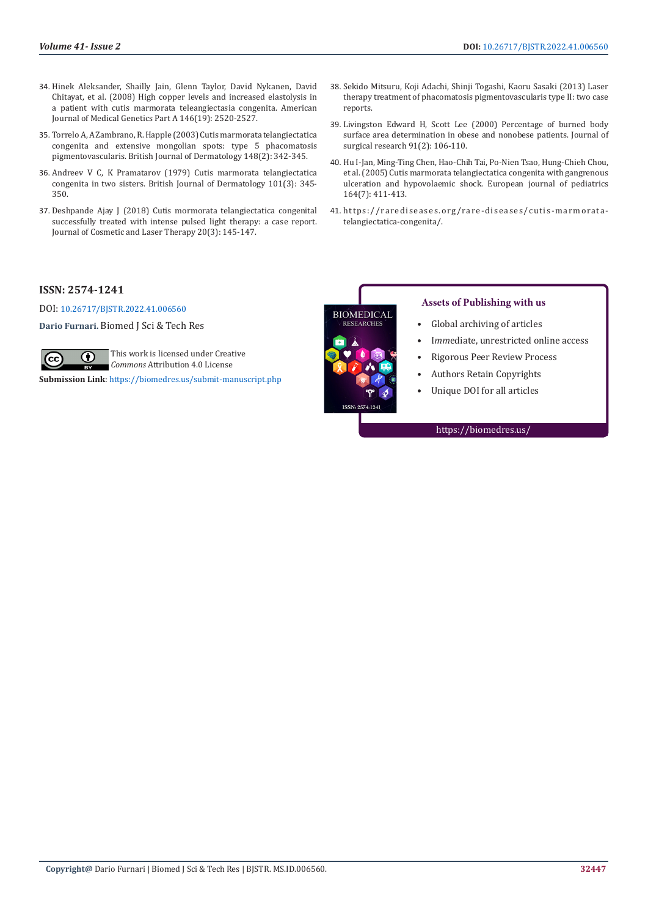34. Hinek Aleksander, Shailly Jain, Glenn Taylor, David Nykanen, David Chitayat, et al. (2008) High copper levels and increased elastolysis in a patient with cutis marmorata teleangiectasia congenita. American Journal of Medical Genetics Part A 146(19): 2520-2527.
35. Torrelo A, A Zambrano, R. Happle (2003) Cutis marmorata telangiectatica congenita and extensive mongolian spots: type 5 phacomatosis pigmentovascularis. British Journal of Dermatology 148(2): 342-345.
36. Andreev V C, K Pramatarov (1979) Cutis marmorata telangiectatica congenita in two sisters. British Journal of Dermatology 101(3): 345-350.
37. Deshpande Ajay J (2018) Cutis mormorata telangiectatica congenital successfully treated with intense pulsed light therapy: a case report. Journal of Cosmetic and Laser Therapy 20(3): 145-147.
38. Sekido Mitsuru, Koji Adachi, Shinji Togashi, Kaoru Sasaki (2013) Laser therapy treatment of phacomatosis pigmentovascularis type II: two case reports.
39. Livingston Edward H, Scott Lee (2000) Percentage of burned body surface area determination in obese and nonobese patients. Journal of surgical research 91(2): 106-110.
40. Hu I-Jan, Ming-Ting Chen, Hao-Chih Tai, Po-Nien Tsao, Hung-Chieh Chou, et al. (2005) Cutis marmorata telangiectatica congenita with gangrenous ulceration and hypovolaemic shock. European journal of pediatrics 164(7): 411-413.
41. https://rarediseases.org/rare-diseases/cutis-marmorata-telangiectatica-congenita/.

**ISSN: 2574-1241**

DOI: 10.26717/BJSTR.2022.41.006560

**Dario Furnari.** Biomed J Sci & Tech Res

This work is licensed under Creative *Commons* Attribution 4.0 License

**Submission Link**: https://biomedres.us/submit-manuscript.php

### Assets of Publishing with us

- Global archiving of articles
- Immediate, unrestricted online access
- Rigorous Peer Review Process
- Authors Retain Copyrights
- Unique DOI for all articles

https://biomedres.us/